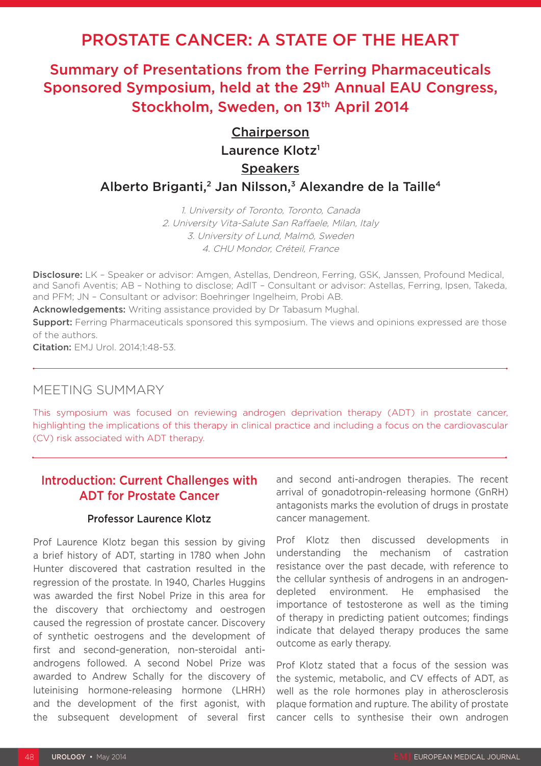# PROSTATE CANCER: A STATE OF THE HEART

## Summary of Presentations from the Ferring Pharmaceuticals Sponsored Symposium, held at the 29th Annual EAU Congress, Stockholm, Sweden, on 13th April 2014

**Chairperson**

Laurence Klotz[1]

**Speakers**

Alberto Briganti,[2] Jan Nilsson,[3] Alexandre de la Taille[4]

*1. University of Toronto, Toronto, Canada*
*2. University Vita-Salute San Raffaele, Milan, Italy*
*3. University of Lund, Malmö, Sweden*
*4. CHU Mondor, Créteil, France*

**Disclosure:** LK – Speaker or advisor: Amgen, Astellas, Dendreon, Ferring, GSK, Janssen, Profound Medical, and Sanofi Aventis; AB – Nothing to disclose; AdlT – Consultant or advisor: Astellas, Ferring, Ipsen, Takeda, and PFM; JN – Consultant or advisor: Boehringer Ingelheim, Probi AB.
**Acknowledgements:** Writing assistance provided by Dr Tabasum Mughal.
**Support:** Ferring Pharmaceuticals sponsored this symposium. The views and opinions expressed are those of the authors.
**Citation:** EMJ Urol. 2014;1:48-53.

## MEETING SUMMARY

This symposium was focused on reviewing androgen deprivation therapy (ADT) in prostate cancer, highlighting the implications of this therapy in clinical practice and including a focus on the cardiovascular (CV) risk associated with ADT therapy.

## Introduction: Current Challenges with ADT for Prostate Cancer

### Professor Laurence Klotz

Prof Laurence Klotz began this session by giving a brief history of ADT, starting in 1780 when John Hunter discovered that castration resulted in the regression of the prostate. In 1940, Charles Huggins was awarded the first Nobel Prize in this area for the discovery that orchiectomy and oestrogen caused the regression of prostate cancer. Discovery of synthetic oestrogens and the development of first and second-generation, non-steroidal anti-androgens followed. A second Nobel Prize was awarded to Andrew Schally for the discovery of luteinising hormone-releasing hormone (LHRH) and the development of the first agonist, with the subsequent development of several first and second anti-androgen therapies. The recent arrival of gonadotropin-releasing hormone (GnRH) antagonists marks the evolution of drugs in prostate cancer management.

Prof Klotz then discussed developments in understanding the mechanism of castration resistance over the past decade, with reference to the cellular synthesis of androgens in an androgen-depleted environment. He emphasised the importance of testosterone as well as the timing of therapy in predicting patient outcomes; findings indicate that delayed therapy produces the same outcome as early therapy.

Prof Klotz stated that a focus of the session was the systemic, metabolic, and CV effects of ADT, as well as the role hormones play in atherosclerosis plaque formation and rupture. The ability of prostate cancer cells to synthesise their own androgen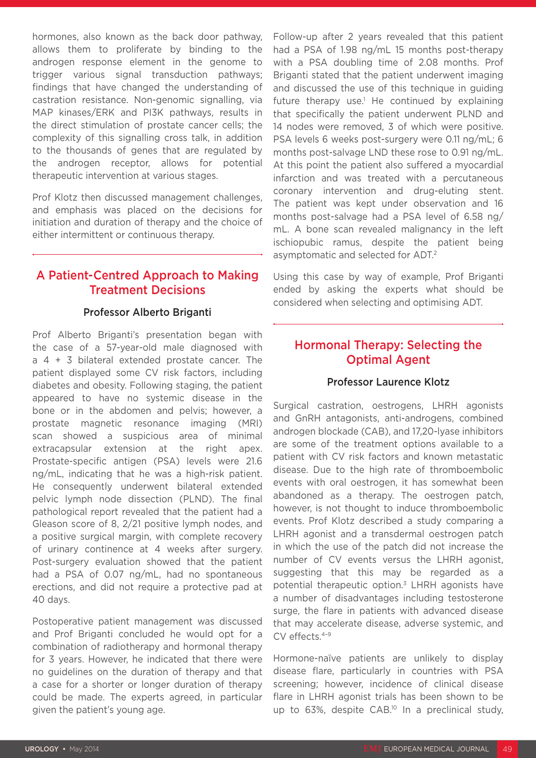hormones, also known as the back door pathway, allows them to proliferate by binding to the androgen response element in the genome to trigger various signal transduction pathways; findings that have changed the understanding of castration resistance. Non-genomic signalling, via MAP kinases/ERK and PI3K pathways, results in the direct stimulation of prostate cancer cells; the complexity of this signalling cross talk, in addition to the thousands of genes that are regulated by the androgen receptor, allows for potential therapeutic intervention at various stages.

Prof Klotz then discussed management challenges, and emphasis was placed on the decisions for initiation and duration of therapy and the choice of either intermittent or continuous therapy.

## A Patient-Centred Approach to Making Treatment Decisions

### Professor Alberto Briganti

Prof Alberto Briganti's presentation began with the case of a 57-year-old male diagnosed with a 4 + 3 bilateral extended prostate cancer. The patient displayed some CV risk factors, including diabetes and obesity. Following staging, the patient appeared to have no systemic disease in the bone or in the abdomen and pelvis; however, a prostate magnetic resonance imaging (MRI) scan showed a suspicious area of minimal extracapsular extension at the right apex. Prostate-specific antigen (PSA) levels were 21.6 ng/mL, indicating that he was a high-risk patient. He consequently underwent bilateral extended pelvic lymph node dissection (PLND). The final pathological report revealed that the patient had a Gleason score of 8, 2/21 positive lymph nodes, and a positive surgical margin, with complete recovery of urinary continence at 4 weeks after surgery. Post-surgery evaluation showed that the patient had a PSA of 0.07 ng/mL, had no spontaneous erections, and did not require a protective pad at 40 days.

Postoperative patient management was discussed and Prof Briganti concluded he would opt for a combination of radiotherapy and hormonal therapy for 3 years. However, he indicated that there were no guidelines on the duration of therapy and that a case for a shorter or longer duration of therapy could be made. The experts agreed, in particular given the patient's young age.

Follow-up after 2 years revealed that this patient had a PSA of 1.98 ng/mL 15 months post-therapy with a PSA doubling time of 2.08 months. Prof Briganti stated that the patient underwent imaging and discussed the use of this technique in guiding future therapy use.[1] He continued by explaining that specifically the patient underwent PLND and 14 nodes were removed, 3 of which were positive. PSA levels 6 weeks post-surgery were 0.11 ng/mL; 6 months post-salvage LND these rose to 0.91 ng/mL. At this point the patient also suffered a myocardial infarction and was treated with a percutaneous coronary intervention and drug-eluting stent. The patient was kept under observation and 16 months post-salvage had a PSA level of 6.58 ng/mL. A bone scan revealed malignancy in the left ischiopubic ramus, despite the patient being asymptomatic and selected for ADT.[2]

Using this case by way of example, Prof Briganti ended by asking the experts what should be considered when selecting and optimising ADT.

## Hormonal Therapy: Selecting the Optimal Agent

### Professor Laurence Klotz

Surgical castration, oestrogens, LHRH agonists and GnRH antagonists, anti-androgens, combined androgen blockade (CAB), and 17,20-lyase inhibitors are some of the treatment options available to a patient with CV risk factors and known metastatic disease. Due to the high rate of thromboembolic events with oral oestrogen, it has somewhat been abandoned as a therapy. The oestrogen patch, however, is not thought to induce thromboembolic events. Prof Klotz described a study comparing a LHRH agonist and a transdermal oestrogen patch in which the use of the patch did not increase the number of CV events versus the LHRH agonist, suggesting that this may be regarded as a potential therapeutic option.[3] LHRH agonists have a number of disadvantages including testosterone surge, the flare in patients with advanced disease that may accelerate disease, adverse systemic, and CV effects.[4-9]

Hormone-naïve patients are unlikely to display disease flare, particularly in countries with PSA screening; however, incidence of clinical disease flare in LHRH agonist trials has been shown to be up to 63%, despite CAB.[10] In a preclinical study,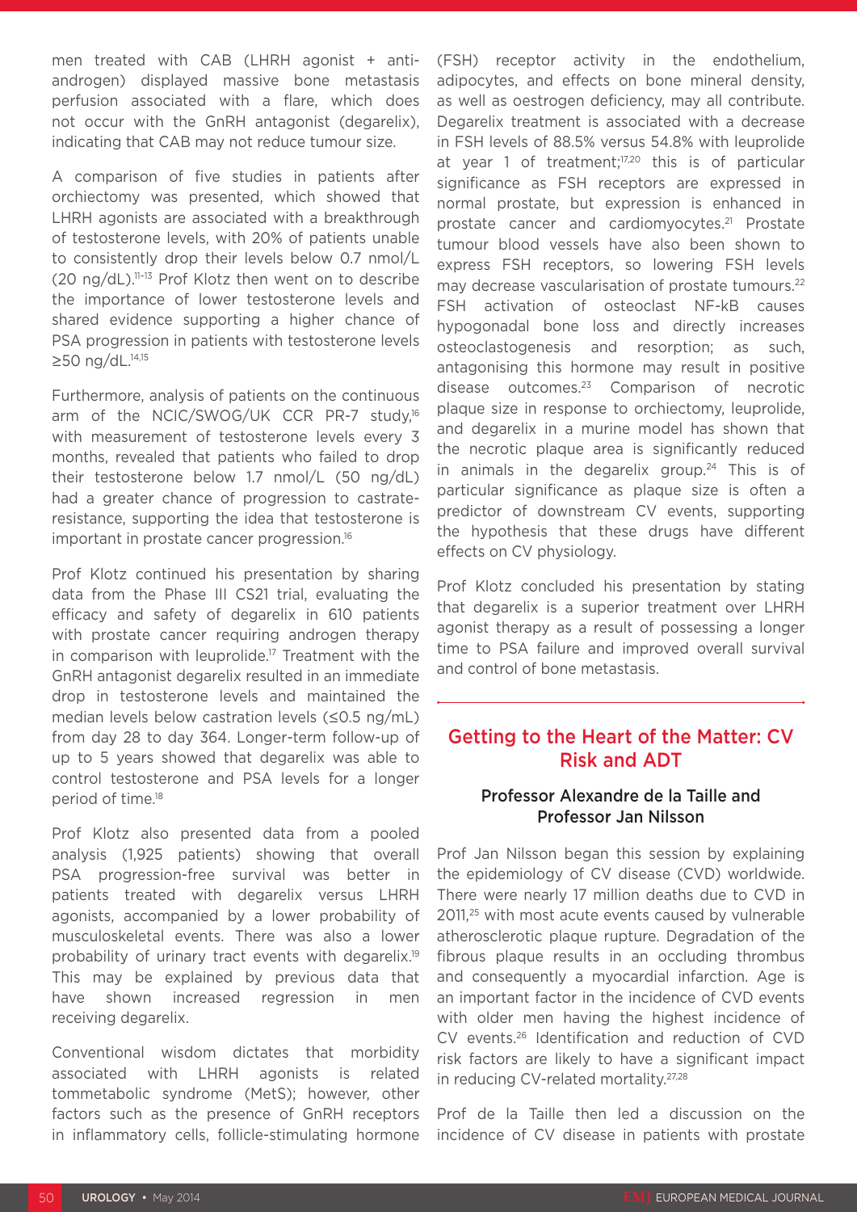men treated with CAB (LHRH agonist + anti-androgen) displayed massive bone metastasis perfusion associated with a flare, which does not occur with the GnRH antagonist (degarelix), indicating that CAB may not reduce tumour size.

A comparison of five studies in patients after orchiectomy was presented, which showed that LHRH agonists are associated with a breakthrough of testosterone levels, with 20% of patients unable to consistently drop their levels below 0.7 nmol/L (20 ng/dL).[11-13] Prof Klotz then went on to describe the importance of lower testosterone levels and shared evidence supporting a higher chance of PSA progression in patients with testosterone levels ≥50 ng/dL.[14,15]

Furthermore, analysis of patients on the continuous arm of the NCIC/SWOG/UK CCR PR-7 study,[16] with measurement of testosterone levels every 3 months, revealed that patients who failed to drop their testosterone below 1.7 nmol/L (50 ng/dL) had a greater chance of progression to castrate-resistance, supporting the idea that testosterone is important in prostate cancer progression.[16]

Prof Klotz continued his presentation by sharing data from the Phase III CS21 trial, evaluating the efficacy and safety of degarelix in 610 patients with prostate cancer requiring androgen therapy in comparison with leuprolide.[17] Treatment with the GnRH antagonist degarelix resulted in an immediate drop in testosterone levels and maintained the median levels below castration levels (≤0.5 ng/mL) from day 28 to day 364. Longer-term follow-up of up to 5 years showed that degarelix was able to control testosterone and PSA levels for a longer period of time.[18]

Prof Klotz also presented data from a pooled analysis (1,925 patients) showing that overall PSA progression-free survival was better in patients treated with degarelix versus LHRH agonists, accompanied by a lower probability of musculoskeletal events. There was also a lower probability of urinary tract events with degarelix.[19] This may be explained by previous data that have shown increased regression in men receiving degarelix.

Conventional wisdom dictates that morbidity associated with LHRH agonists is related tommetabolic syndrome (MetS); however, other factors such as the presence of GnRH receptors in inflammatory cells, follicle-stimulating hormone (FSH) receptor activity in the endothelium, adipocytes, and effects on bone mineral density, as well as oestrogen deficiency, may all contribute. Degarelix treatment is associated with a decrease in FSH levels of 88.5% versus 54.8% with leuprolide at year 1 of treatment;[17,20] this is of particular significance as FSH receptors are expressed in normal prostate, but expression is enhanced in prostate cancer and cardiomyocytes.[21] Prostate tumour blood vessels have also been shown to express FSH receptors, so lowering FSH levels may decrease vascularisation of prostate tumours.[22] FSH activation of osteoclast NF-kB causes hypogonadal bone loss and directly increases osteoclastogenesis and resorption; as such, antagonising this hormone may result in positive disease outcomes.[23] Comparison of necrotic plaque size in response to orchiectomy, leuprolide, and degarelix in a murine model has shown that the necrotic plaque area is significantly reduced in animals in the degarelix group.[24] This is of particular significance as plaque size is often a predictor of downstream CV events, supporting the hypothesis that these drugs have different effects on CV physiology.

Prof Klotz concluded his presentation by stating that degarelix is a superior treatment over LHRH agonist therapy as a result of possessing a longer time to PSA failure and improved overall survival and control of bone metastasis.

## Getting to the Heart of the Matter: CV Risk and ADT

### Professor Alexandre de la Taille and Professor Jan Nilsson

Prof Jan Nilsson began this session by explaining the epidemiology of CV disease (CVD) worldwide. There were nearly 17 million deaths due to CVD in 2011,[25] with most acute events caused by vulnerable atherosclerotic plaque rupture. Degradation of the fibrous plaque results in an occluding thrombus and consequently a myocardial infarction. Age is an important factor in the incidence of CVD events with older men having the highest incidence of CV events.[26] Identification and reduction of CVD risk factors are likely to have a significant impact in reducing CV-related mortality.[27,28]

Prof de la Taille then led a discussion on the incidence of CV disease in patients with prostate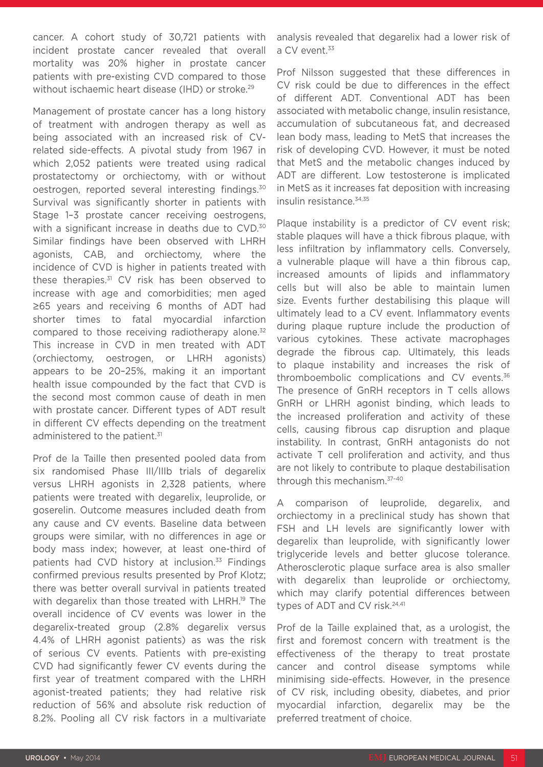cancer. A cohort study of 30,721 patients with incident prostate cancer revealed that overall mortality was 20% higher in prostate cancer patients with pre-existing CVD compared to those without ischaemic heart disease (IHD) or stroke.[29]

Management of prostate cancer has a long history of treatment with androgen therapy as well as being associated with an increased risk of CV-related side-effects. A pivotal study from 1967 in which 2,052 patients were treated using radical prostatectomy or orchiectomy, with or without oestrogen, reported several interesting findings.[30] Survival was significantly shorter in patients with Stage 1–3 prostate cancer receiving oestrogens, with a significant increase in deaths due to CVD.[30] Similar findings have been observed with LHRH agonists, CAB, and orchiectomy, where the incidence of CVD is higher in patients treated with these therapies.[31] CV risk has been observed to increase with age and comorbidities; men aged ≥65 years and receiving 6 months of ADT had shorter times to fatal myocardial infarction compared to those receiving radiotherapy alone.[32] This increase in CVD in men treated with ADT (orchiectomy, oestrogen, or LHRH agonists) appears to be 20–25%, making it an important health issue compounded by the fact that CVD is the second most common cause of death in men with prostate cancer. Different types of ADT result in different CV effects depending on the treatment administered to the patient.[31]

Prof de la Taille then presented pooled data from six randomised Phase III/IIIb trials of degarelix versus LHRH agonists in 2,328 patients, where patients were treated with degarelix, leuprolide, or goserelin. Outcome measures included death from any cause and CV events. Baseline data between groups were similar, with no differences in age or body mass index; however, at least one-third of patients had CVD history at inclusion.[33] Findings confirmed previous results presented by Prof Klotz; there was better overall survival in patients treated with degarelix than those treated with LHRH.[19] The overall incidence of CV events was lower in the degarelix-treated group (2.8% degarelix versus 4.4% of LHRH agonist patients) as was the risk of serious CV events. Patients with pre-existing CVD had significantly fewer CV events during the first year of treatment compared with the LHRH agonist-treated patients; they had relative risk reduction of 56% and absolute risk reduction of 8.2%. Pooling all CV risk factors in a multivariate analysis revealed that degarelix had a lower risk of a CV event.[33]

Prof Nilsson suggested that these differences in CV risk could be due to differences in the effect of different ADT. Conventional ADT has been associated with metabolic change, insulin resistance, accumulation of subcutaneous fat, and decreased lean body mass, leading to MetS that increases the risk of developing CVD. However, it must be noted that MetS and the metabolic changes induced by ADT are different. Low testosterone is implicated in MetS as it increases fat deposition with increasing insulin resistance.[34,35]

Plaque instability is a predictor of CV event risk; stable plaques will have a thick fibrous plaque, with less infiltration by inflammatory cells. Conversely, a vulnerable plaque will have a thin fibrous cap, increased amounts of lipids and inflammatory cells but will also be able to maintain lumen size. Events further destabilising this plaque will ultimately lead to a CV event. Inflammatory events during plaque rupture include the production of various cytokines. These activate macrophages degrade the fibrous cap. Ultimately, this leads to plaque instability and increases the risk of thromboembolic complications and CV events.[36] The presence of GnRH receptors in T cells allows GnRH or LHRH agonist binding, which leads to the increased proliferation and activity of these cells, causing fibrous cap disruption and plaque instability. In contrast, GnRH antagonists do not activate T cell proliferation and activity, and thus are not likely to contribute to plaque destabilisation through this mechanism.[37-40]

A comparison of leuprolide, degarelix, and orchiectomy in a preclinical study has shown that FSH and LH levels are significantly lower with degarelix than leuprolide, with significantly lower triglyceride levels and better glucose tolerance. Atherosclerotic plaque surface area is also smaller with degarelix than leuprolide or orchiectomy, which may clarify potential differences between types of ADT and CV risk.[24,41]

Prof de la Taille explained that, as a urologist, the first and foremost concern with treatment is the effectiveness of the therapy to treat prostate cancer and control disease symptoms while minimising side-effects. However, in the presence of CV risk, including obesity, diabetes, and prior myocardial infarction, degarelix may be the preferred treatment of choice.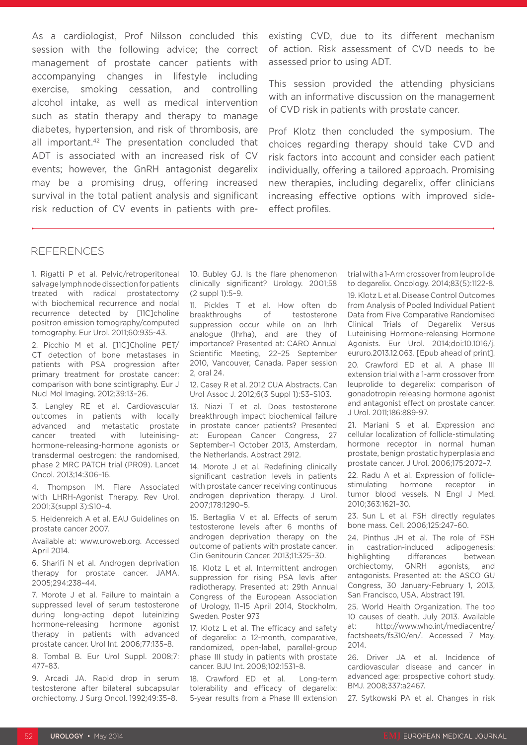As a cardiologist, Prof Nilsson concluded this session with the following advice; the correct management of prostate cancer patients with accompanying changes in lifestyle including exercise, smoking cessation, and controlling alcohol intake, as well as medical intervention such as statin therapy and therapy to manage diabetes, hypertension, and risk of thrombosis, are all important.[42] The presentation concluded that ADT is associated with an increased risk of CV events; however, the GnRH antagonist degarelix may be a promising drug, offering increased survival in the total patient analysis and significant risk reduction of CV events in patients with pre-existing CVD, due to its different mechanism of action. Risk assessment of CVD needs to be assessed prior to using ADT.

This session provided the attending physicians with an informative discussion on the management of CVD risk in patients with prostate cancer.

Prof Klotz then concluded the symposium. The choices regarding therapy should take CVD and risk factors into account and consider each patient individually, offering a tailored approach. Promising new therapies, including degarelix, offer clinicians increasing effective options with improved side-effect profiles.

## REFERENCES

1. Rigatti P et al. Pelvic/retroperitoneal salvage lymph node dissection for patients treated with radical prostatectomy with biochemical recurrence and nodal recurrence detected by [11C]choline positron emission tomography/computed tomography. Eur Urol. 2011;60:935-43.

2. Picchio M et al. [11C]Choline PET/CT detection of bone metastases in patients with PSA progression after primary treatment for prostate cancer: comparison with bone scintigraphy. Eur J Nucl Mol Imaging. 2012;39:13–26.

3. Langley RE et al. Cardiovascular outcomes in patients with locally advanced and metastatic prostate cancer treated with luteinising-hormone-releasing-hormone agonists or transdermal oestrogen: the randomised, phase 2 MRC PATCH trial (PR09). Lancet Oncol. 2013;14:306–16.

4. Thompson IM. Flare Associated with LHRH-Agonist Therapy. Rev Urol. 2001;3(suppl 3):S10–4.

5. Heidenreich A et al. EAU Guidelines on prostate cancer 2007.

Available at: www.uroweb.org. Accessed April 2014.

6. Sharifi N et al. Androgen deprivation therapy for prostate cancer. JAMA. 2005;294:238–44.

7. Morote J et al. Failure to maintain a suppressed level of serum testosterone during long-acting depot luteinizing hormone-releasing hormone agonist therapy in patients with advanced prostate cancer. Urol Int. 2006;77:135–8.

8. Tombal B. Eur Urol Suppl. 2008;7: 477–83.

9. Arcadi JA. Rapid drop in serum testosterone after bilateral subcapsular orchiectomy. J Surg Oncol. 1992;49:35–8.

10. Bubley GJ. Is the flare phenomenon clinically significant? Urology. 2001;58 (2 suppl 1):5–9.

11. Pickles T et al. How often do breakthroughs of testosterone suppression occur while on an lhrh analogue (lhrha), and are they of importance? Presented at: CARO Annual Scientific Meeting, 22–25 September 2010, Vancouver, Canada. Paper session 2, oral 24.

12. Casey R et al. 2012 CUA Abstracts. Can Urol Assoc J. 2012;6(3 Suppl 1):S3–S103.

13. Niazi T et al. Does testosterone breakthrough impact biochemical failure in prostate cancer patients? Presented at: European Cancer Congress, 27 September–1 October 2013, Amsterdam, the Netherlands. Abstract 2912.

14. Morote J et al. Redefining clinically significant castration levels in patients with prostate cancer receiving continuous androgen deprivation therapy. J Urol. 2007;178:1290–5.

15. Bertaglia V et al. Effects of serum testosterone levels after 6 months of androgen deprivation therapy on the outcome of patients with prostate cancer. Clin Genitourin Cancer. 2013;11:325–30.

16. Klotz L et al. Intermittent androgen suppression for rising PSA levls after radiotherapy. Presented at: 29th Annual Congress of the European Association of Urology, 11–15 April 2014, Stockholm, Sweden. Poster 973

17. Klotz L et al. The efficacy and safety of degarelix: a 12-month, comparative, randomized, open-label, parallel-group phase III study in patients with prostate cancer. BJU Int. 2008;102:1531–8.

18. Crawford ED et al. Long-term tolerability and efficacy of degarelix: 5-year results from a Phase III extension trial with a 1-Arm crossover from leuprolide to degarelix. Oncology. 2014;83(5):1122-8.

19. Klotz L et al. Disease Control Outcomes from Analysis of Pooled Individual Patient Data from Five Comparative Randomised Clinical Trials of Degarelix Versus Luteinising Hormone-releasing Hormone Agonists. Eur Urol. 2014;doi:10.1016/j.eururo.2013.12.063. [Epub ahead of print].

20. Crawford ED et al. A phase III extension trial with a 1-arm crossover from leuprolide to degarelix: comparison of gonadotropin releasing hormone agonist and antagonist effect on prostate cancer. J Urol. 2011;186:889-97.

21. Mariani S et al. Expression and cellular localization of follicle-stimulating hormone receptor in normal human prostate, benign prostatic hyperplasia and prostate cancer. J Urol. 2006;175:2072–7.

22. Radu A et al. Expression of follicle-stimulating hormone receptor in tumor blood vessels. N Engl J Med. 2010;363:1621–30.

23. Sun L et al. FSH directly regulates bone mass. Cell. 2006;125:247–60.

24. Pinthus JH et al. The role of FSH in castration-induced adipogenesis: highlighting differences between orchiectomy, GNRH agonists, and antagonists. Presented at: the ASCO GU Congress, 30 January-February 1, 2013, San Francisco, USA, Abstract 191.

25. World Health Organization. The top 10 causes of death. July 2013. Available at: http://www.who.int/mediacentre/factsheets/fs310/en/. Accessed 7 May, 2014.

26. Driver JA et al. Incidence of cardiovascular disease and cancer in advanced age: prospective cohort study. BMJ. 2008;337:a2467.

27. Sytkowski PA et al. Changes in risk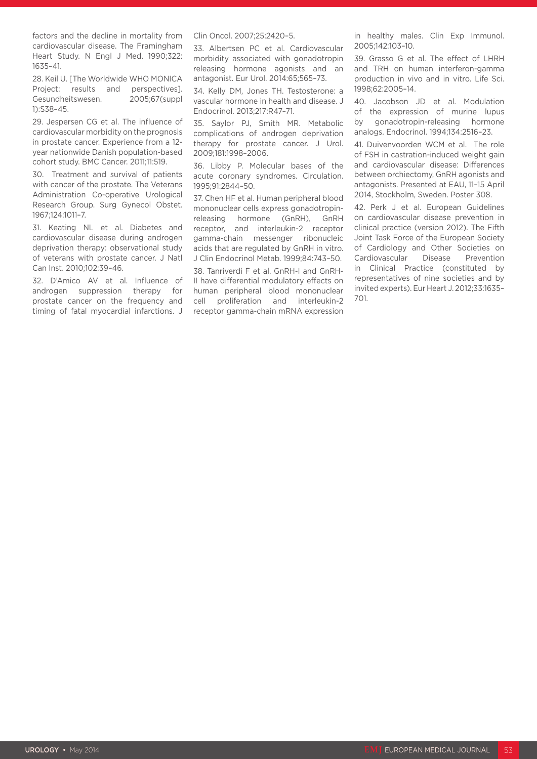factors and the decline in mortality from cardiovascular disease. The Framingham Heart Study. N Engl J Med. 1990;322: 1635–41.

28. Keil U. [The Worldwide WHO MONICA Project: results and perspectives]. Gesundheitswesen. 2005;67(suppl 1):S38–45.

29. Jespersen CG et al. The influence of cardiovascular morbidity on the prognosis in prostate cancer. Experience from a 12-year nationwide Danish population-based cohort study. BMC Cancer. 2011;11:519.

30. Treatment and survival of patients with cancer of the prostate. The Veterans Administration Co-operative Urological Research Group. Surg Gynecol Obstet. 1967;124:1011–7.

31. Keating NL et al. Diabetes and cardiovascular disease during androgen deprivation therapy: observational study of veterans with prostate cancer. J Natl Can Inst. 2010;102:39–46.

32. D'Amico AV et al. Influence of androgen suppression therapy for prostate cancer on the frequency and timing of fatal myocardial infarctions. J Clin Oncol. 2007;25:2420–5.

33. Albertsen PC et al. Cardiovascular morbidity associated with gonadotropin releasing hormone agonists and an antagonist. Eur Urol. 2014:65;565–73.

34. Kelly DM, Jones TH. Testosterone: a vascular hormone in health and disease. J Endocrinol. 2013;217:R47–71.

35. Saylor PJ, Smith MR. Metabolic complications of androgen deprivation therapy for prostate cancer. J Urol. 2009;181:1998–2006.

36. Libby P. Molecular bases of the acute coronary syndromes. Circulation. 1995;91:2844–50.

37. Chen HF et al. Human peripheral blood mononuclear cells express gonadotropin-releasing hormone (GnRH), GnRH receptor, and interleukin-2 receptor gamma-chain messenger ribonucleic acids that are regulated by GnRH in vitro. J Clin Endocrinol Metab. 1999;84:743–50.

38. Tanriverdi F et al. GnRH-I and GnRH-II have differential modulatory effects on human peripheral blood mononuclear cell proliferation and interleukin-2 receptor gamma-chain mRNA expression in healthy males. Clin Exp Immunol. 2005;142:103–10.

39. Grasso G et al. The effect of LHRH and TRH on human interferon-gamma production in vivo and in vitro. Life Sci. 1998;62:2005–14.

40. Jacobson JD et al. Modulation of the expression of murine lupus by gonadotropin-releasing hormone analogs. Endocrinol. 1994;134:2516–23.

41. Duivenvoorden WCM et al. The role of FSH in castration-induced weight gain and cardiovascular disease: Differences between orchiectomy, GnRH agonists and antagonists. Presented at EAU, 11–15 April 2014, Stockholm, Sweden. Poster 308.

42. Perk J et al. European Guidelines on cardiovascular disease prevention in clinical practice (version 2012). The Fifth Joint Task Force of the European Society of Cardiology and Other Societies on Cardiovascular Disease Prevention in Clinical Practice (constituted by representatives of nine societies and by invited experts). Eur Heart J. 2012;33:1635–701.